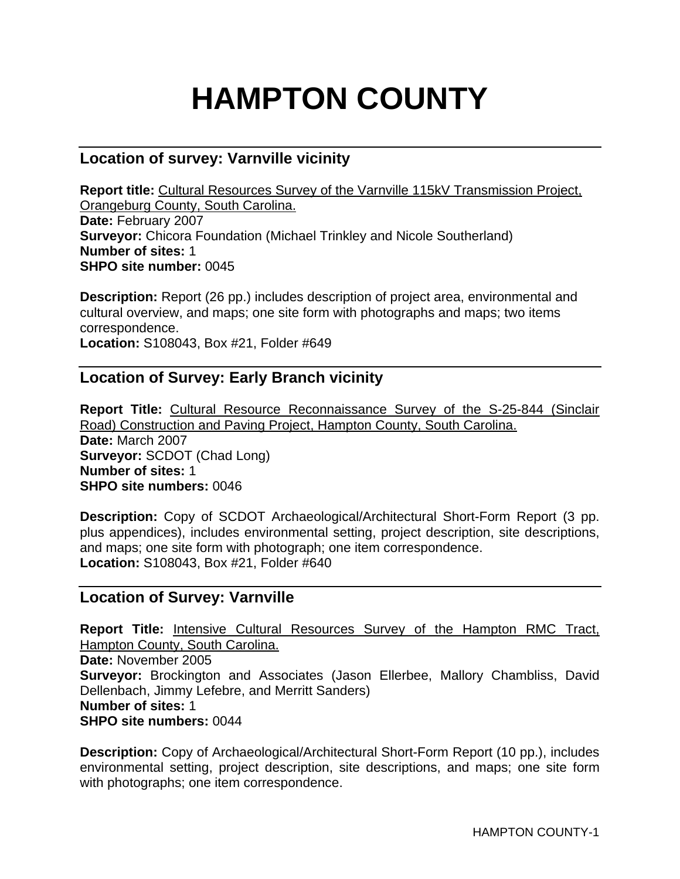# HAMPTON COUNTY

## Location of survey: Varnville vicinity

**Report title:** Cultural Resources Survey of the Varnville 115kV Transmission Project, Orangeburg County, South Carolina.
**Date:** February 2007
**Surveyor:** Chicora Foundation (Michael Trinkley and Nicole Southerland)
**Number of sites:** 1
**SHPO site number:** 0045

**Description:** Report (26 pp.) includes description of project area, environmental and cultural overview, and maps; one site form with photographs and maps; two items correspondence.
**Location:** S108043, Box #21, Folder #649

## Location of Survey: Early Branch vicinity

**Report Title:** Cultural Resource Reconnaissance Survey of the S-25-844 (Sinclair Road) Construction and Paving Project, Hampton County, South Carolina.
**Date:** March 2007
**Surveyor:** SCDOT (Chad Long)
**Number of sites:** 1
**SHPO site numbers:** 0046

**Description:** Copy of SCDOT Archaeological/Architectural Short-Form Report (3 pp. plus appendices), includes environmental setting, project description, site descriptions, and maps; one site form with photograph; one item correspondence.
**Location:** S108043, Box #21, Folder #640

## Location of Survey: Varnville

**Report Title:** Intensive Cultural Resources Survey of the Hampton RMC Tract, Hampton County, South Carolina.
**Date:** November 2005
**Surveyor:** Brockington and Associates (Jason Ellerbee, Mallory Chambliss, David Dellenbach, Jimmy Lefebre, and Merritt Sanders)
**Number of sites:** 1
**SHPO site numbers:** 0044

**Description:** Copy of Archaeological/Architectural Short-Form Report (10 pp.), includes environmental setting, project description, site descriptions, and maps; one site form with photographs; one item correspondence.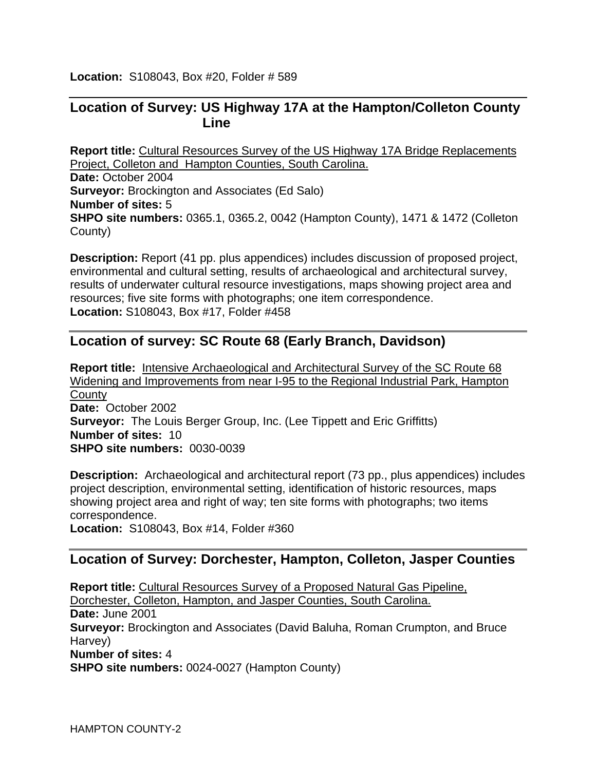**Location:** S108043, Box #20, Folder # 589

---

## Location of Survey: US Highway 17A at the Hampton/Colleton County Line

**Report title:** Cultural Resources Survey of the US Highway 17A Bridge Replacements Project, Colleton and Hampton Counties, South Carolina.
**Date:** October 2004
**Surveyor:** Brockington and Associates (Ed Salo)
**Number of sites:** 5
**SHPO site numbers:** 0365.1, 0365.2, 0042 (Hampton County), 1471 & 1472 (Colleton County)

**Description:** Report (41 pp. plus appendices) includes discussion of proposed project, environmental and cultural setting, results of archaeological and architectural survey, results of underwater cultural resource investigations, maps showing project area and resources; five site forms with photographs; one item correspondence.
**Location:** S108043, Box #17, Folder #458

---

## Location of survey: SC Route 68 (Early Branch, Davidson)

**Report title:** Intensive Archaeological and Architectural Survey of the SC Route 68 Widening and Improvements from near I-95 to the Regional Industrial Park, Hampton County
**Date:** October 2002
**Surveyor:** The Louis Berger Group, Inc. (Lee Tippett and Eric Griffitts)
**Number of sites:** 10
**SHPO site numbers:** 0030-0039

**Description:** Archaeological and architectural report (73 pp., plus appendices) includes project description, environmental setting, identification of historic resources, maps showing project area and right of way; ten site forms with photographs; two items correspondence.
**Location:** S108043, Box #14, Folder #360

---

## Location of Survey: Dorchester, Hampton, Colleton, Jasper Counties

**Report title:** Cultural Resources Survey of a Proposed Natural Gas Pipeline, Dorchester, Colleton, Hampton, and Jasper Counties, South Carolina.
**Date:** June 2001
**Surveyor:** Brockington and Associates (David Baluha, Roman Crumpton, and Bruce Harvey)
**Number of sites:** 4
**SHPO site numbers:** 0024-0027 (Hampton County)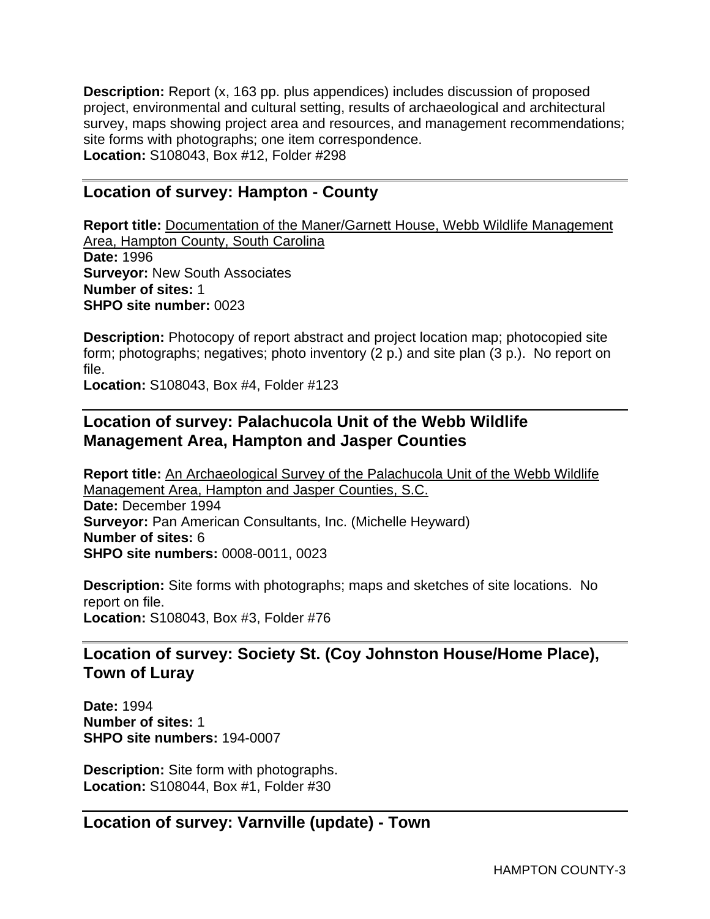**Description:** Report (x, 163 pp. plus appendices) includes discussion of proposed project, environmental and cultural setting, results of archaeological and architectural survey, maps showing project area and resources, and management recommendations; site forms with photographs; one item correspondence.
**Location:** S108043, Box #12, Folder #298

---

## Location of survey: Hampton - County

**Report title:** Documentation of the Maner/Garnett House, Webb Wildlife Management Area, Hampton County, South Carolina
**Date:** 1996
**Surveyor:** New South Associates
**Number of sites:** 1
**SHPO site number:** 0023

**Description:** Photocopy of report abstract and project location map; photocopied site form; photographs; negatives; photo inventory (2 p.) and site plan (3 p.). No report on file.
**Location:** S108043, Box #4, Folder #123

---

## Location of survey: Palachucola Unit of the Webb Wildlife Management Area, Hampton and Jasper Counties

**Report title:** An Archaeological Survey of the Palachucola Unit of the Webb Wildlife Management Area, Hampton and Jasper Counties, S.C.
**Date:** December 1994
**Surveyor:** Pan American Consultants, Inc. (Michelle Heyward)
**Number of sites:** 6
**SHPO site numbers:** 0008-0011, 0023

**Description:** Site forms with photographs; maps and sketches of site locations. No report on file.
**Location:** S108043, Box #3, Folder #76

---

## Location of survey: Society St. (Coy Johnston House/Home Place), Town of Luray

**Date:** 1994
**Number of sites:** 1
**SHPO site numbers:** 194-0007

**Description:** Site form with photographs.
**Location:** S108044, Box #1, Folder #30

---

## Location of survey: Varnville (update) - Town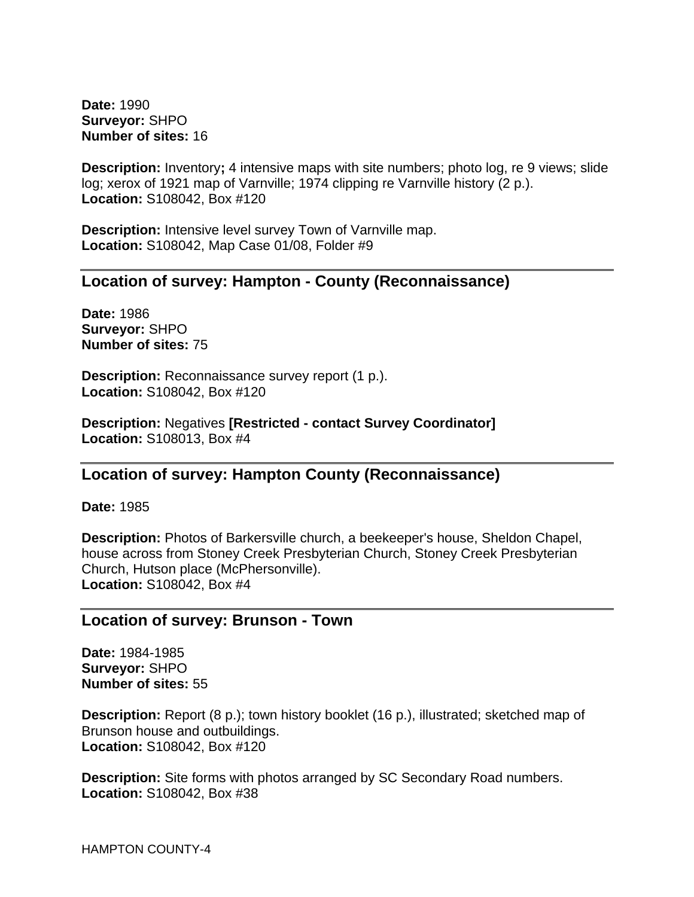**Date:** 1990
**Surveyor:** SHPO
**Number of sites:** 16

**Description:** Inventory**;** 4 intensive maps with site numbers; photo log, re 9 views; slide log; xerox of 1921 map of Varnville; 1974 clipping re Varnville history (2 p.).
**Location:** S108042, Box #120

**Description:** Intensive level survey Town of Varnville map.
**Location:** S108042, Map Case 01/08, Folder #9

## Location of survey: Hampton - County (Reconnaissance)

**Date:** 1986
**Surveyor:** SHPO
**Number of sites:** 75

**Description:** Reconnaissance survey report (1 p.).
**Location:** S108042, Box #120

**Description:** Negatives **[Restricted - contact Survey Coordinator]**
**Location:** S108013, Box #4

## Location of survey: Hampton County (Reconnaissance)

**Date:** 1985

**Description:** Photos of Barkersville church, a beekeeper's house, Sheldon Chapel, house across from Stoney Creek Presbyterian Church, Stoney Creek Presbyterian Church, Hutson place (McPhersonville).
**Location:** S108042, Box #4

## Location of survey: Brunson - Town

**Date:** 1984-1985
**Surveyor:** SHPO
**Number of sites:** 55

**Description:** Report (8 p.); town history booklet (16 p.), illustrated; sketched map of Brunson house and outbuildings.
**Location:** S108042, Box #120

**Description:** Site forms with photos arranged by SC Secondary Road numbers.
**Location:** S108042, Box #38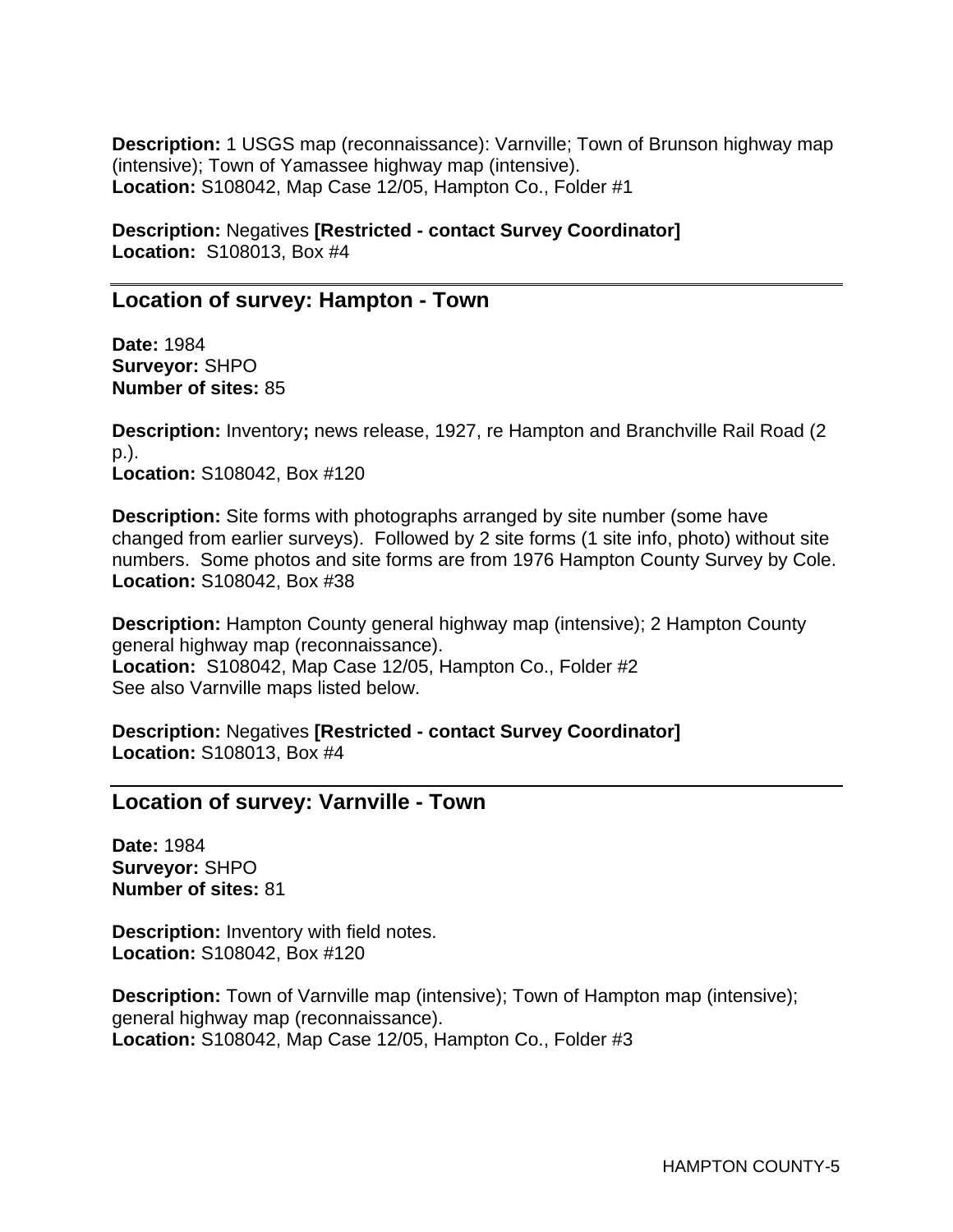**Description:** 1 USGS map (reconnaissance): Varnville; Town of Brunson highway map (intensive); Town of Yamassee highway map (intensive).
**Location:** S108042, Map Case 12/05, Hampton Co., Folder #1

**Description:** Negatives **[Restricted - contact Survey Coordinator]**
**Location:** S108013, Box #4

---

## Location of survey: Hampton - Town

**Date:** 1984
**Surveyor:** SHPO
**Number of sites:** 85

**Description:** Inventory**;** news release, 1927, re Hampton and Branchville Rail Road (2 p.).
**Location:** S108042, Box #120

**Description:** Site forms with photographs arranged by site number (some have changed from earlier surveys). Followed by 2 site forms (1 site info, photo) without site numbers. Some photos and site forms are from 1976 Hampton County Survey by Cole.
**Location:** S108042, Box #38

**Description:** Hampton County general highway map (intensive); 2 Hampton County general highway map (reconnaissance).
**Location:** S108042, Map Case 12/05, Hampton Co., Folder #2
See also Varnville maps listed below.

**Description:** Negatives **[Restricted - contact Survey Coordinator]**
**Location:** S108013, Box #4

---

## Location of survey: Varnville - Town

**Date:** 1984
**Surveyor:** SHPO
**Number of sites:** 81

**Description:** Inventory with field notes.
**Location:** S108042, Box #120

**Description:** Town of Varnville map (intensive); Town of Hampton map (intensive); general highway map (reconnaissance).
**Location:** S108042, Map Case 12/05, Hampton Co., Folder #3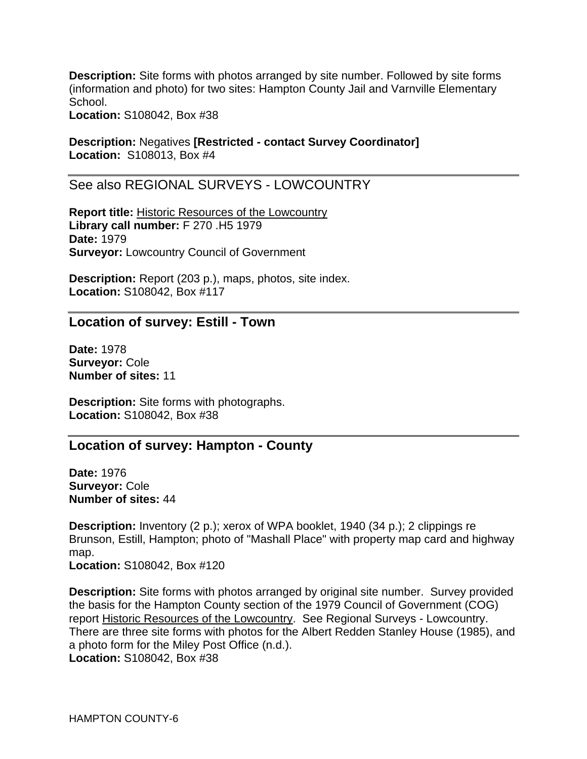**Description:** Site forms with photos arranged by site number. Followed by site forms (information and photo) for two sites: Hampton County Jail and Varnville Elementary School.
**Location:** S108042, Box #38

**Description:** Negatives **[Restricted - contact Survey Coordinator]**
**Location:** S108013, Box #4

---

See also REGIONAL SURVEYS - LOWCOUNTRY

**Report title:** <u>Historic Resources of the Lowcountry</u>
**Library call number:** F 270 .H5 1979
**Date:** 1979
**Surveyor:** Lowcountry Council of Government

**Description:** Report (203 p.), maps, photos, site index.
**Location:** S108042, Box #117

---

## Location of survey: Estill - Town

**Date:** 1978
**Surveyor:** Cole
**Number of sites:** 11

**Description:** Site forms with photographs.
**Location:** S108042, Box #38

---

## Location of survey: Hampton - County

**Date:** 1976
**Surveyor:** Cole
**Number of sites:** 44

**Description:** Inventory (2 p.); xerox of WPA booklet, 1940 (34 p.); 2 clippings re Brunson, Estill, Hampton; photo of "Mashall Place" with property map card and highway map.
**Location:** S108042, Box #120

**Description:** Site forms with photos arranged by original site number. Survey provided the basis for the Hampton County section of the 1979 Council of Government (COG) report <u>Historic Resources of the Lowcountry</u>. See Regional Surveys - Lowcountry. There are three site forms with photos for the Albert Redden Stanley House (1985), and a photo form for the Miley Post Office (n.d.).
**Location:** S108042, Box #38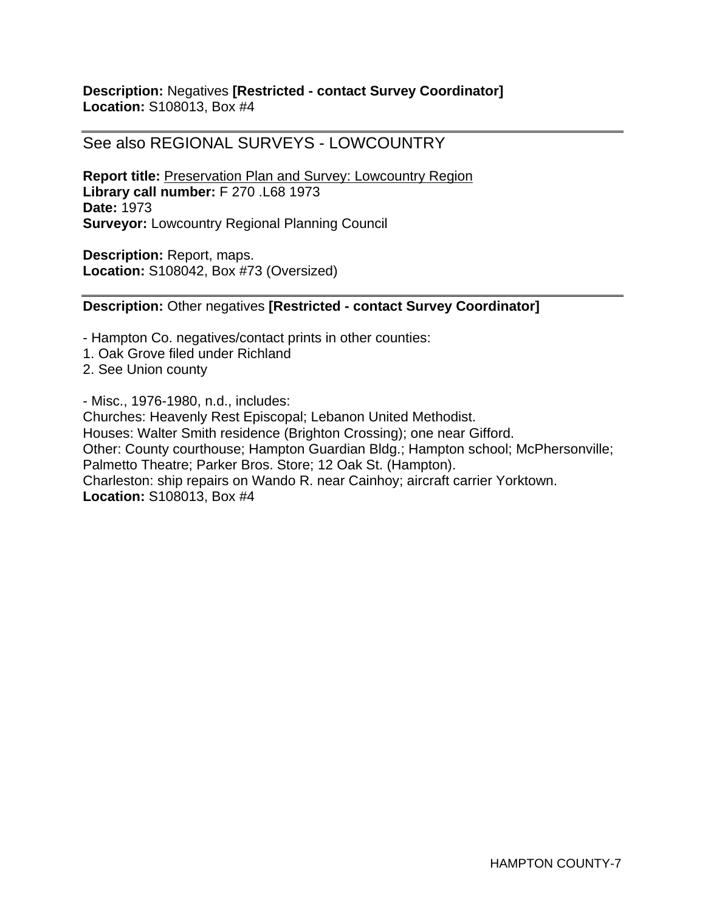**Description:** Negatives **[Restricted - contact Survey Coordinator]**
**Location:** S108013, Box #4

---

See also REGIONAL SURVEYS - LOWCOUNTRY

**Report title:** Preservation Plan and Survey: Lowcountry Region
**Library call number:** F 270 .L68 1973
**Date:** 1973
**Surveyor:** Lowcountry Regional Planning Council

**Description:** Report, maps.
**Location:** S108042, Box #73 (Oversized)

---

**Description:** Other negatives **[Restricted - contact Survey Coordinator]**

- Hampton Co. negatives/contact prints in other counties:
1. Oak Grove filed under Richland
2. See Union county

- Misc., 1976-1980, n.d., includes:
Churches: Heavenly Rest Episcopal; Lebanon United Methodist.
Houses: Walter Smith residence (Brighton Crossing); one near Gifford.
Other: County courthouse; Hampton Guardian Bldg.; Hampton school; McPhersonville; Palmetto Theatre; Parker Bros. Store; 12 Oak St. (Hampton).
Charleston: ship repairs on Wando R. near Cainhoy; aircraft carrier Yorktown.
**Location:** S108013, Box #4